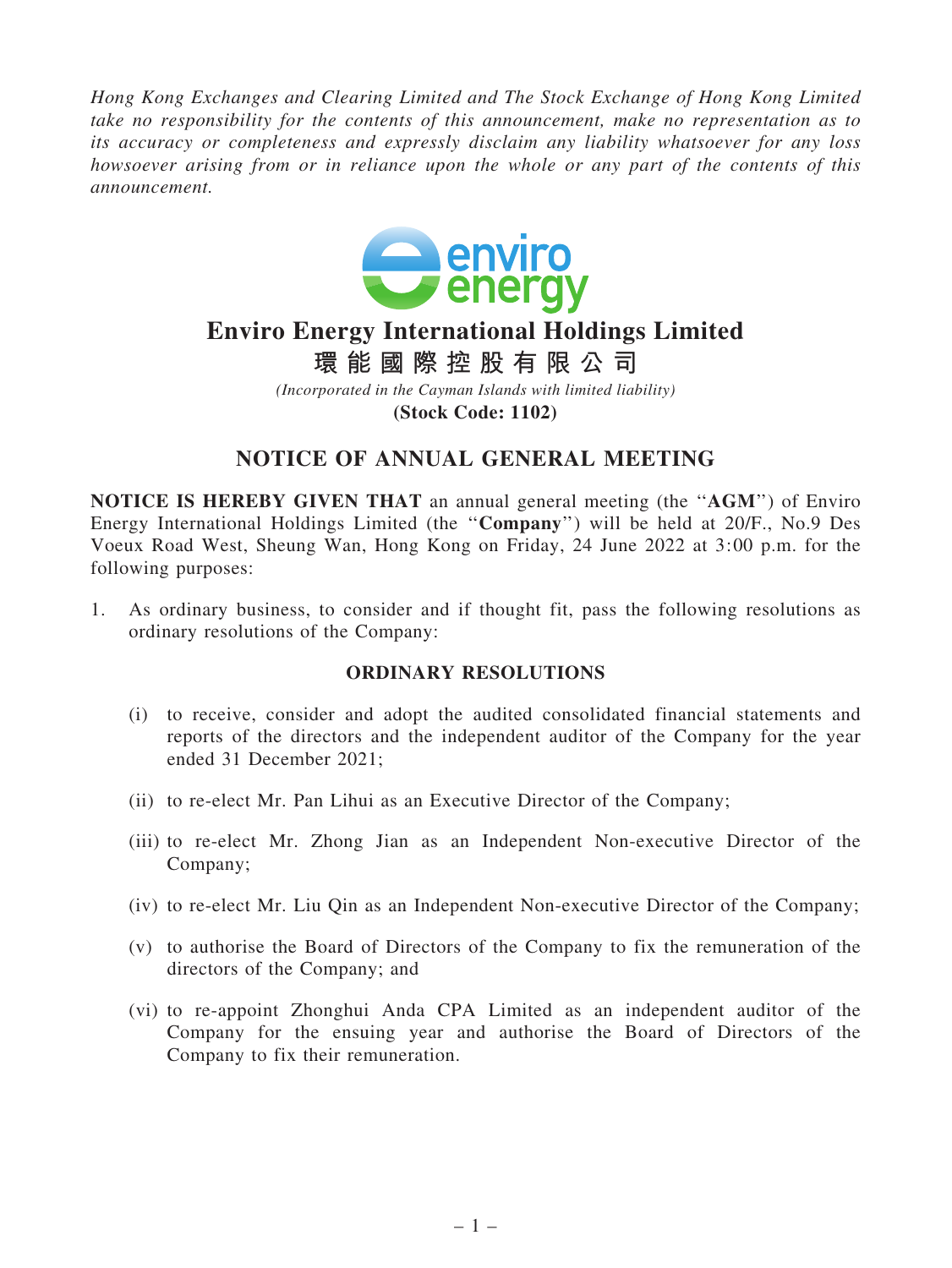*Hong Kong Exchanges and Clearing Limited and The Stock Exchange of Hong Kong Limited take no responsibility for the contents of this announcement, make no representation as to its accuracy or completeness and expressly disclaim any liability whatsoever for any loss howsoever arising from or in reliance upon the whole or any part of the contents of this announcement.*

# Enviro Energy International Holdings Limited

# 環能國際控股有限公司

*(Incorporated in the Cayman Islands with limited liability)*

**(Stock Code: 1102)**

## NOTICE OF ANNUAL GENERAL MEETING

**NOTICE IS HEREBY GIVEN THAT** an annual general meeting (the "**AGM**") of Enviro Energy International Holdings Limited (the "**Company**") will be held at 20/F., No.9 Des Voeux Road West, Sheung Wan, Hong Kong on Friday, 24 June 2022 at 3:00 p.m. for the following purposes:

1. As ordinary business, to consider and if thought fit, pass the following resolutions as ordinary resolutions of the Company:

### ORDINARY RESOLUTIONS

(i) to receive, consider and adopt the audited consolidated financial statements and reports of the directors and the independent auditor of the Company for the year ended 31 December 2021;

(ii) to re-elect Mr. Pan Lihui as an Executive Director of the Company;

(iii) to re-elect Mr. Zhong Jian as an Independent Non-executive Director of the Company;

(iv) to re-elect Mr. Liu Qin as an Independent Non-executive Director of the Company;

(v) to authorise the Board of Directors of the Company to fix the remuneration of the directors of the Company; and

(vi) to re-appoint Zhonghui Anda CPA Limited as an independent auditor of the Company for the ensuing year and authorise the Board of Directors of the Company to fix their remuneration.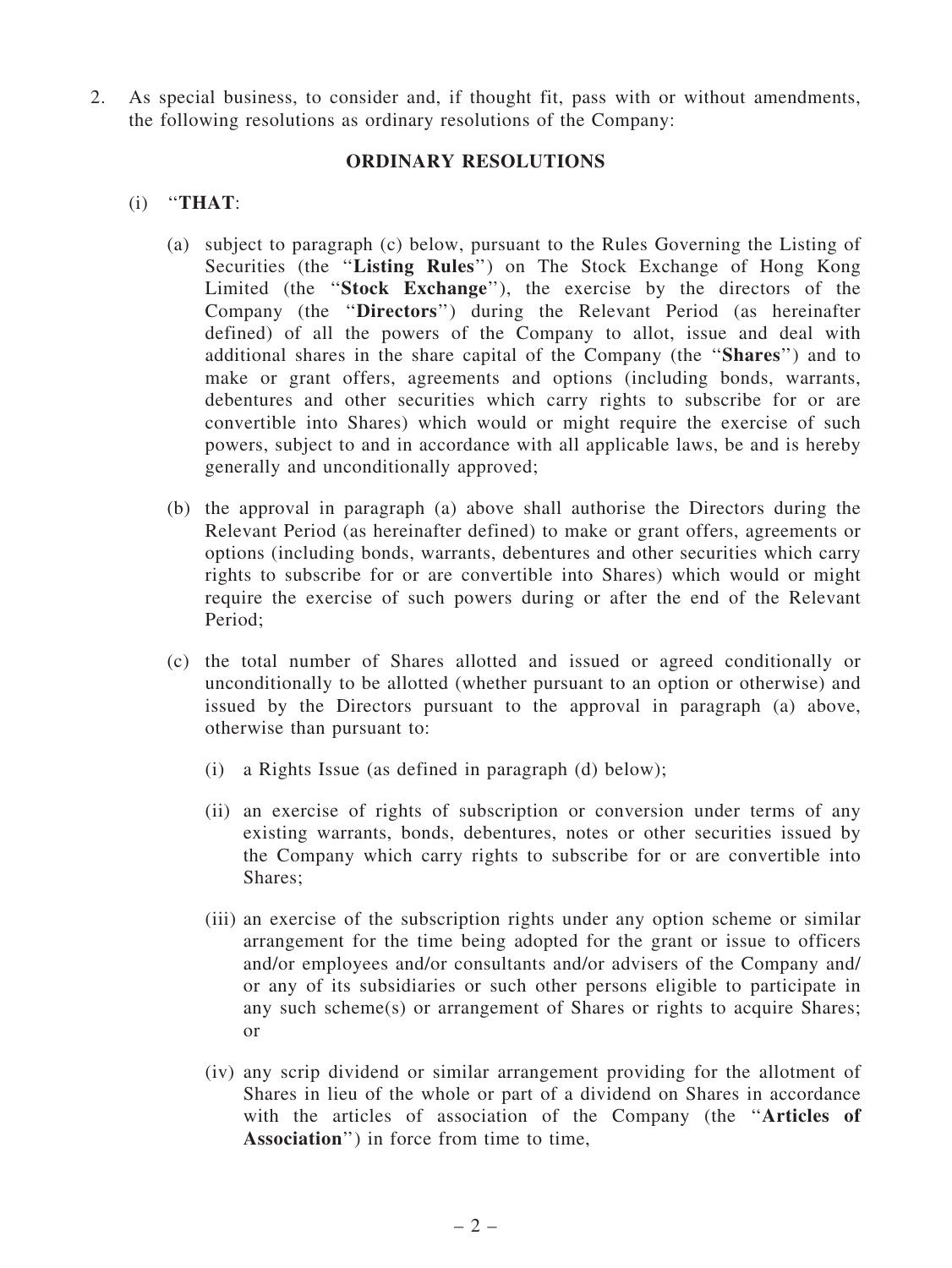2. As special business, to consider and, if thought fit, pass with or without amendments, the following resolutions as ordinary resolutions of the Company:

**ORDINARY RESOLUTIONS**

(i) "**THAT**:

(a) subject to paragraph (c) below, pursuant to the Rules Governing the Listing of Securities (the "**Listing Rules**") on The Stock Exchange of Hong Kong Limited (the "**Stock Exchange**"), the exercise by the directors of the Company (the "**Directors**") during the Relevant Period (as hereinafter defined) of all the powers of the Company to allot, issue and deal with additional shares in the share capital of the Company (the "**Shares**") and to make or grant offers, agreements and options (including bonds, warrants, debentures and other securities which carry rights to subscribe for or are convertible into Shares) which would or might require the exercise of such powers, subject to and in accordance with all applicable laws, be and is hereby generally and unconditionally approved;

(b) the approval in paragraph (a) above shall authorise the Directors during the Relevant Period (as hereinafter defined) to make or grant offers, agreements or options (including bonds, warrants, debentures and other securities which carry rights to subscribe for or are convertible into Shares) which would or might require the exercise of such powers during or after the end of the Relevant Period;

(c) the total number of Shares allotted and issued or agreed conditionally or unconditionally to be allotted (whether pursuant to an option or otherwise) and issued by the Directors pursuant to the approval in paragraph (a) above, otherwise than pursuant to:

(i) a Rights Issue (as defined in paragraph (d) below);

(ii) an exercise of rights of subscription or conversion under terms of any existing warrants, bonds, debentures, notes or other securities issued by the Company which carry rights to subscribe for or are convertible into Shares;

(iii) an exercise of the subscription rights under any option scheme or similar arrangement for the time being adopted for the grant or issue to officers and/or employees and/or consultants and/or advisers of the Company and/or any of its subsidiaries or such other persons eligible to participate in any such scheme(s) or arrangement of Shares or rights to acquire Shares; or

(iv) any scrip dividend or similar arrangement providing for the allotment of Shares in lieu of the whole or part of a dividend on Shares in accordance with the articles of association of the Company (the "**Articles of Association**") in force from time to time,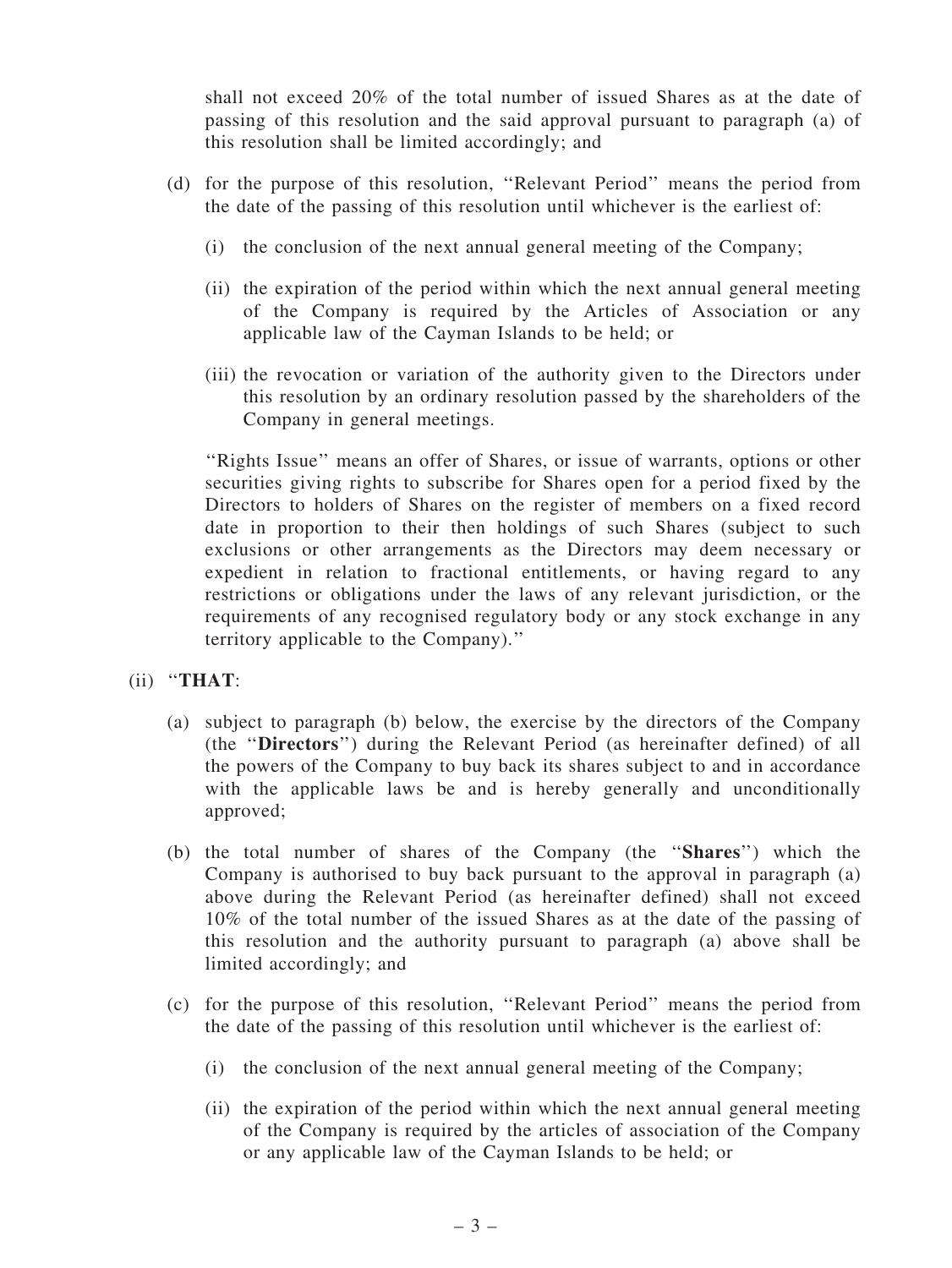shall not exceed 20% of the total number of issued Shares as at the date of passing of this resolution and the said approval pursuant to paragraph (a) of this resolution shall be limited accordingly; and

(d) for the purpose of this resolution, ''Relevant Period'' means the period from the date of the passing of this resolution until whichever is the earliest of:

   (i) the conclusion of the next annual general meeting of the Company;

   (ii) the expiration of the period within which the next annual general meeting of the Company is required by the Articles of Association or any applicable law of the Cayman Islands to be held; or

   (iii) the revocation or variation of the authority given to the Directors under this resolution by an ordinary resolution passed by the shareholders of the Company in general meetings.

''Rights Issue'' means an offer of Shares, or issue of warrants, options or other securities giving rights to subscribe for Shares open for a period fixed by the Directors to holders of Shares on the register of members on a fixed record date in proportion to their then holdings of such Shares (subject to such exclusions or other arrangements as the Directors may deem necessary or expedient in relation to fractional entitlements, or having regard to any restrictions or obligations under the laws of any relevant jurisdiction, or the requirements of any recognised regulatory body or any stock exchange in any territory applicable to the Company).''

(ii) ''**THAT**:

(a) subject to paragraph (b) below, the exercise by the directors of the Company (the ''**Directors**'') during the Relevant Period (as hereinafter defined) of all the powers of the Company to buy back its shares subject to and in accordance with the applicable laws be and is hereby generally and unconditionally approved;

(b) the total number of shares of the Company (the ''**Shares**'') which the Company is authorised to buy back pursuant to the approval in paragraph (a) above during the Relevant Period (as hereinafter defined) shall not exceed 10% of the total number of the issued Shares as at the date of the passing of this resolution and the authority pursuant to paragraph (a) above shall be limited accordingly; and

(c) for the purpose of this resolution, ''Relevant Period'' means the period from the date of the passing of this resolution until whichever is the earliest of:

   (i) the conclusion of the next annual general meeting of the Company;

   (ii) the expiration of the period within which the next annual general meeting of the Company is required by the articles of association of the Company or any applicable law of the Cayman Islands to be held; or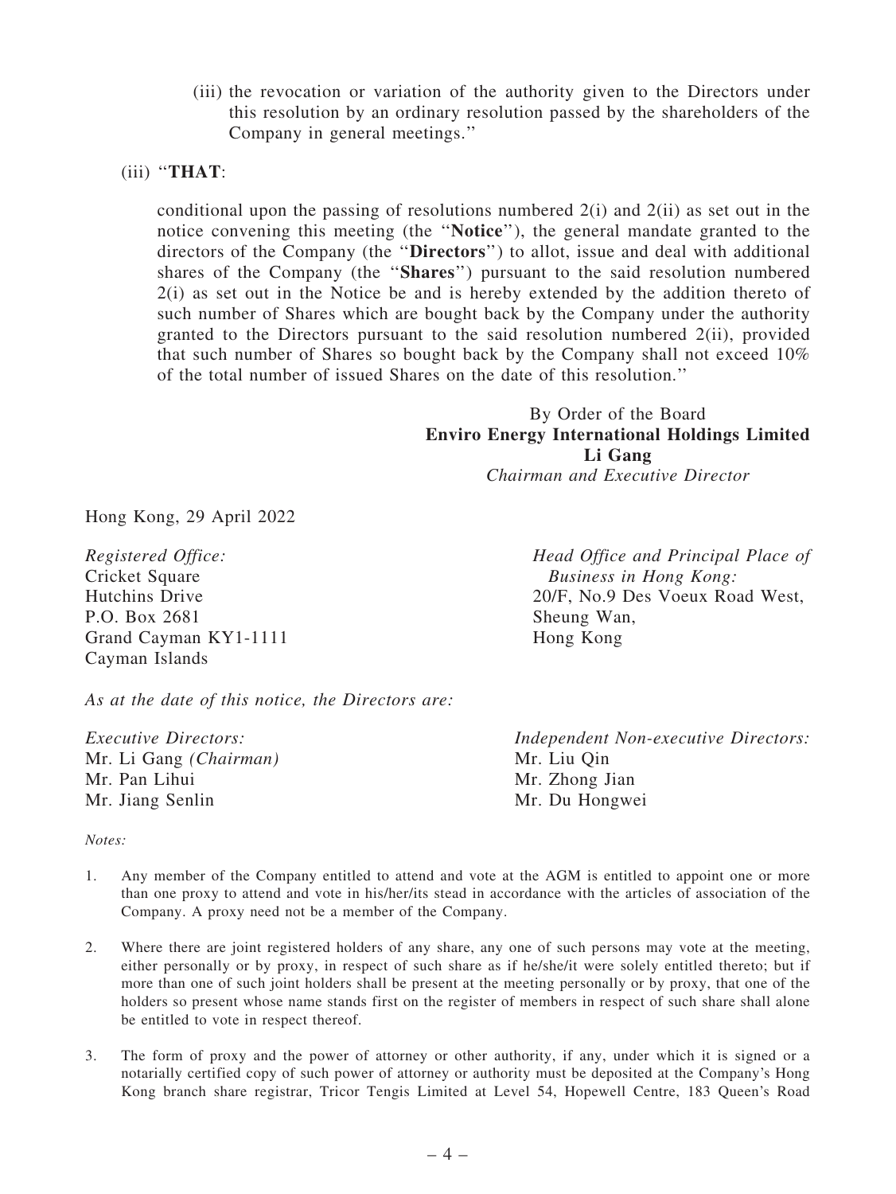(iii) the revocation or variation of the authority given to the Directors under this resolution by an ordinary resolution passed by the shareholders of the Company in general meetings.''

(iii) ''**THAT**:

conditional upon the passing of resolutions numbered 2(i) and 2(ii) as set out in the notice convening this meeting (the ''**Notice**''), the general mandate granted to the directors of the Company (the ''**Directors**'') to allot, issue and deal with additional shares of the Company (the ''**Shares**'') pursuant to the said resolution numbered 2(i) as set out in the Notice be and is hereby extended by the addition thereto of such number of Shares which are bought back by the Company under the authority granted to the Directors pursuant to the said resolution numbered 2(ii), provided that such number of Shares so bought back by the Company shall not exceed 10% of the total number of issued Shares on the date of this resolution.''

By Order of the Board
**Enviro Energy International Holdings Limited**
**Li Gang**
*Chairman and Executive Director*

Hong Kong, 29 April 2022

*Registered Office:*
Cricket Square
Hutchins Drive
P.O. Box 2681
Grand Cayman KY1-1111
Cayman Islands

*Head Office and Principal Place of Business in Hong Kong:*
20/F, No.9 Des Voeux Road West,
Sheung Wan,
Hong Kong

*As at the date of this notice, the Directors are:*

*Executive Directors:*
Mr. Li Gang *(Chairman)*
Mr. Pan Lihui
Mr. Jiang Senlin

*Independent Non-executive Directors:*
Mr. Liu Qin
Mr. Zhong Jian
Mr. Du Hongwei

*Notes:*

1. Any member of the Company entitled to attend and vote at the AGM is entitled to appoint one or more than one proxy to attend and vote in his/her/its stead in accordance with the articles of association of the Company. A proxy need not be a member of the Company.

2. Where there are joint registered holders of any share, any one of such persons may vote at the meeting, either personally or by proxy, in respect of such share as if he/she/it were solely entitled thereto; but if more than one of such joint holders shall be present at the meeting personally or by proxy, that one of the holders so present whose name stands first on the register of members in respect of such share shall alone be entitled to vote in respect thereof.

3. The form of proxy and the power of attorney or other authority, if any, under which it is signed or a notarially certified copy of such power of attorney or authority must be deposited at the Company's Hong Kong branch share registrar, Tricor Tengis Limited at Level 54, Hopewell Centre, 183 Queen's Road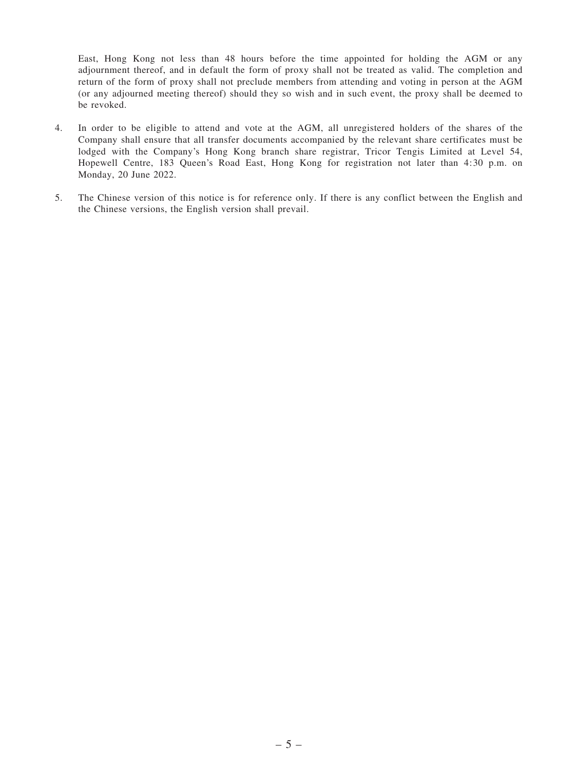East, Hong Kong not less than 48 hours before the time appointed for holding the AGM or any adjournment thereof, and in default the form of proxy shall not be treated as valid. The completion and return of the form of proxy shall not preclude members from attending and voting in person at the AGM (or any adjourned meeting thereof) should they so wish and in such event, the proxy shall be deemed to be revoked.

4. In order to be eligible to attend and vote at the AGM, all unregistered holders of the shares of the Company shall ensure that all transfer documents accompanied by the relevant share certificates must be lodged with the Company's Hong Kong branch share registrar, Tricor Tengis Limited at Level 54, Hopewell Centre, 183 Queen's Road East, Hong Kong for registration not later than 4:30 p.m. on Monday, 20 June 2022.

5. The Chinese version of this notice is for reference only. If there is any conflict between the English and the Chinese versions, the English version shall prevail.